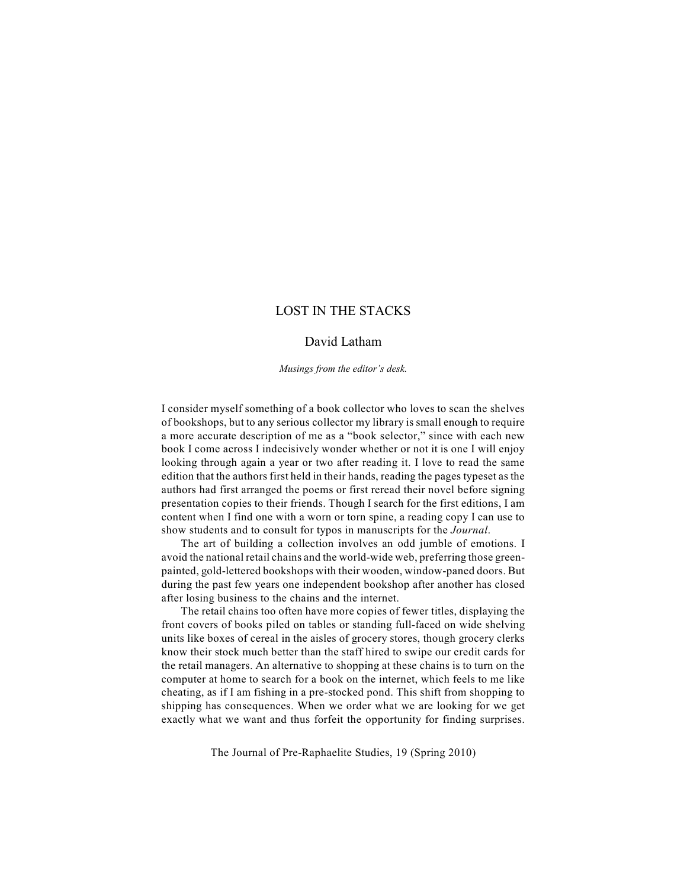# LOST IN THE STACKS

## David Latham

*Musings from the editor's desk.*

I consider myself something of a book collector who loves to scan the shelves of bookshops, but to any serious collector my library is small enough to require a more accurate description of me as a "book selector," since with each new book I come across I indecisively wonder whether or not it is one I will enjoy looking through again a year or two after reading it. I love to read the same edition that the authors first held in their hands, reading the pages typeset as the authors had first arranged the poems or first reread their novel before signing presentation copies to their friends. Though I search for the first editions, I am content when I find one with a worn or torn spine, a reading copy I can use to show students and to consult for typos in manuscripts for the *Journal*.

The art of building a collection involves an odd jumble of emotions. I avoid the national retail chains and the world-wide web, preferring those green-painted, gold-lettered bookshops with their wooden, window-paned doors. But during the past few years one independent bookshop after another has closed after losing business to the chains and the internet.

The retail chains too often have more copies of fewer titles, displaying the front covers of books piled on tables or standing full-faced on wide shelving units like boxes of cereal in the aisles of grocery stores, though grocery clerks know their stock much better than the staff hired to swipe our credit cards for the retail managers. An alternative to shopping at these chains is to turn on the computer at home to search for a book on the internet, which feels to me like cheating, as if I am fishing in a pre-stocked pond. This shift from shopping to shipping has consequences. When we order what we are looking for we get exactly what we want and thus forfeit the opportunity for finding surprises.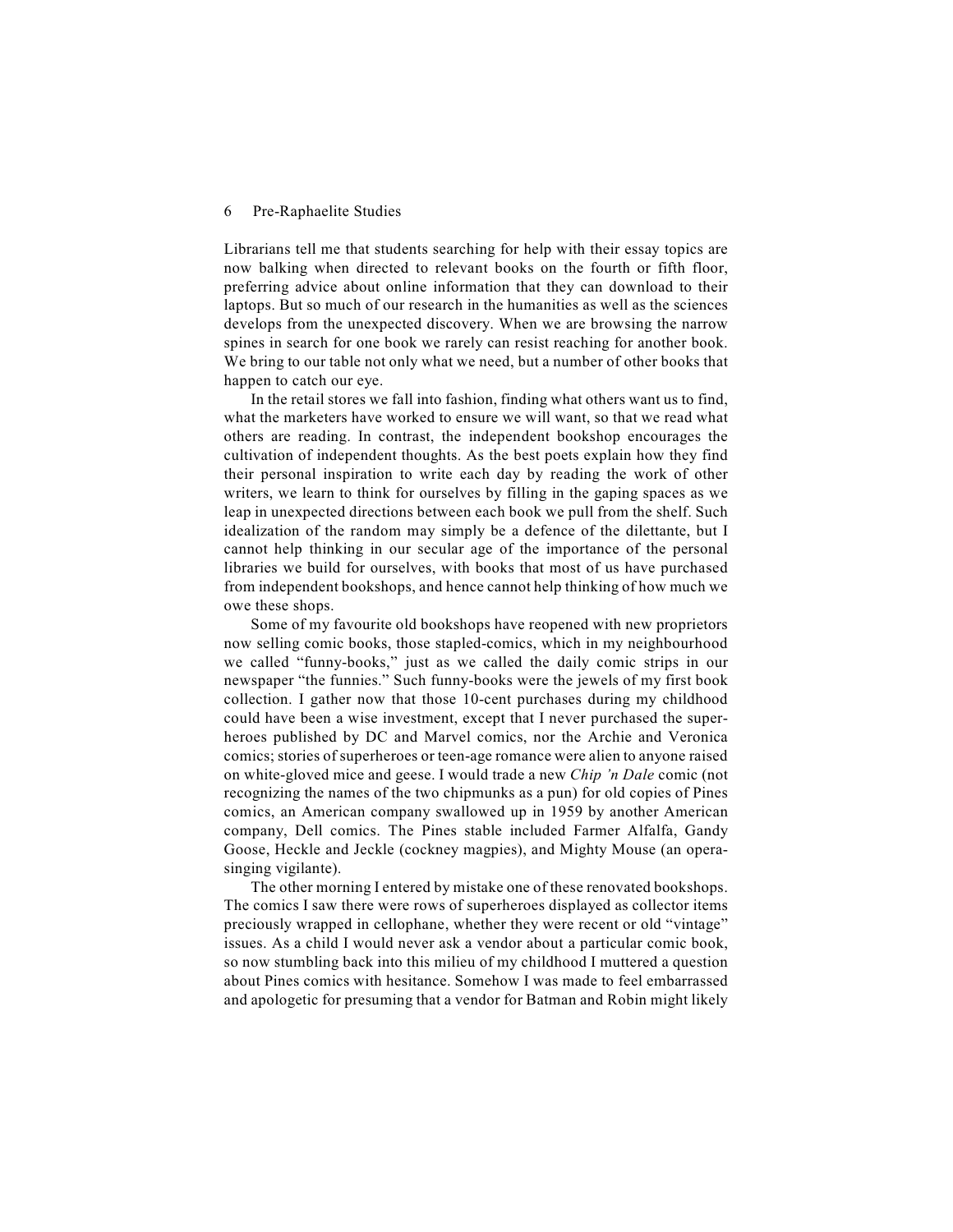Librarians tell me that students searching for help with their essay topics are now balking when directed to relevant books on the fourth or fifth floor, preferring advice about online information that they can download to their laptops. But so much of our research in the humanities as well as the sciences develops from the unexpected discovery. When we are browsing the narrow spines in search for one book we rarely can resist reaching for another book. We bring to our table not only what we need, but a number of other books that happen to catch our eye.

In the retail stores we fall into fashion, finding what others want us to find, what the marketers have worked to ensure we will want, so that we read what others are reading. In contrast, the independent bookshop encourages the cultivation of independent thoughts. As the best poets explain how they find their personal inspiration to write each day by reading the work of other writers, we learn to think for ourselves by filling in the gaping spaces as we leap in unexpected directions between each book we pull from the shelf. Such idealization of the random may simply be a defence of the dilettante, but I cannot help thinking in our secular age of the importance of the personal libraries we build for ourselves, with books that most of us have purchased from independent bookshops, and hence cannot help thinking of how much we owe these shops.

Some of my favourite old bookshops have reopened with new proprietors now selling comic books, those stapled-comics, which in my neighbourhood we called "funny-books," just as we called the daily comic strips in our newspaper "the funnies." Such funny-books were the jewels of my first book collection. I gather now that those 10-cent purchases during my childhood could have been a wise investment, except that I never purchased the superheroes published by DC and Marvel comics, nor the Archie and Veronica comics; stories of superheroes or teen-age romance were alien to anyone raised on white-gloved mice and geese. I would trade a new *Chip 'n Dale* comic (not recognizing the names of the two chipmunks as a pun) for old copies of Pines comics, an American company swallowed up in 1959 by another American company, Dell comics. The Pines stable included Farmer Alfalfa, Gandy Goose, Heckle and Jeckle (cockney magpies), and Mighty Mouse (an opera-singing vigilante).

The other morning I entered by mistake one of these renovated bookshops. The comics I saw there were rows of superheroes displayed as collector items preciously wrapped in cellophane, whether they were recent or old "vintage" issues. As a child I would never ask a vendor about a particular comic book, so now stumbling back into this milieu of my childhood I muttered a question about Pines comics with hesitance. Somehow I was made to feel embarrassed and apologetic for presuming that a vendor for Batman and Robin might likely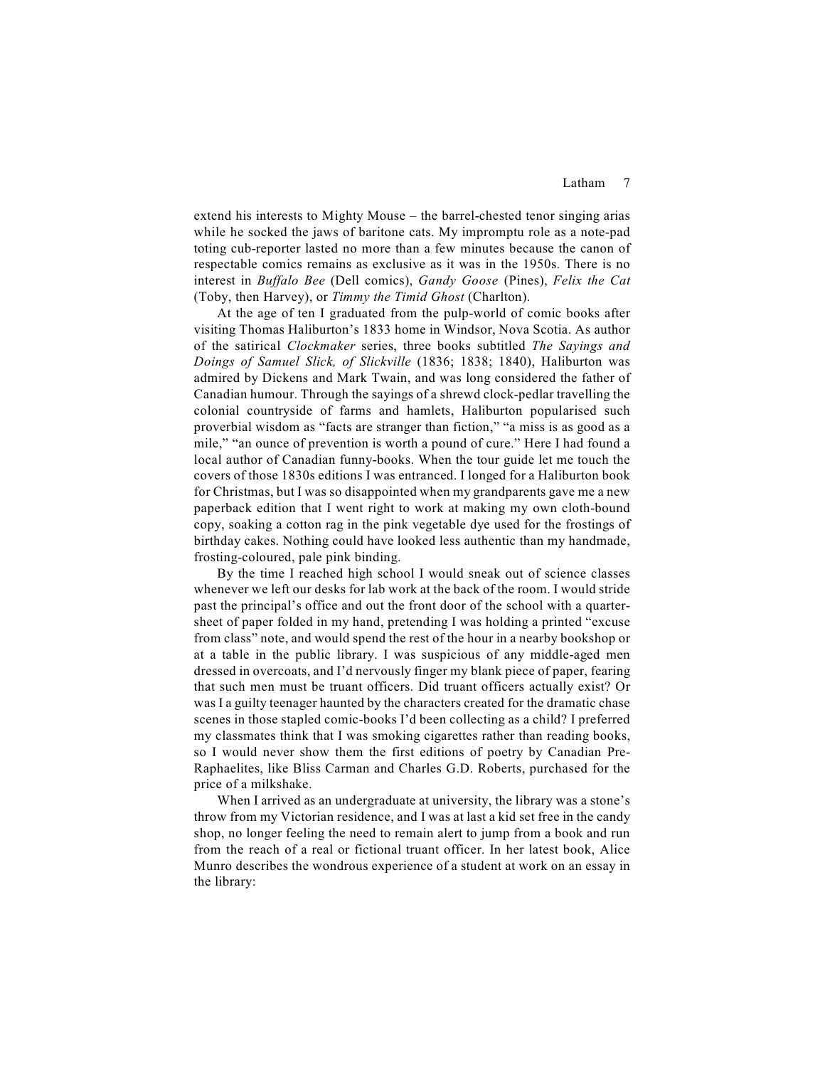extend his interests to Mighty Mouse – the barrel-chested tenor singing arias while he socked the jaws of baritone cats. My impromptu role as a note-pad toting cub-reporter lasted no more than a few minutes because the canon of respectable comics remains as exclusive as it was in the 1950s. There is no interest in *Buffalo Bee* (Dell comics), *Gandy Goose* (Pines), *Felix the Cat* (Toby, then Harvey), or *Timmy the Timid Ghost* (Charlton).

At the age of ten I graduated from the pulp-world of comic books after visiting Thomas Haliburton's 1833 home in Windsor, Nova Scotia. As author of the satirical *Clockmaker* series, three books subtitled *The Sayings and Doings of Samuel Slick, of Slickville* (1836; 1838; 1840), Haliburton was admired by Dickens and Mark Twain, and was long considered the father of Canadian humour. Through the sayings of a shrewd clock-pedlar travelling the colonial countryside of farms and hamlets, Haliburton popularised such proverbial wisdom as "facts are stranger than fiction," "a miss is as good as a mile," "an ounce of prevention is worth a pound of cure." Here I had found a local author of Canadian funny-books. When the tour guide let me touch the covers of those 1830s editions I was entranced. I longed for a Haliburton book for Christmas, but I was so disappointed when my grandparents gave me a new paperback edition that I went right to work at making my own cloth-bound copy, soaking a cotton rag in the pink vegetable dye used for the frostings of birthday cakes. Nothing could have looked less authentic than my handmade, frosting-coloured, pale pink binding.

By the time I reached high school I would sneak out of science classes whenever we left our desks for lab work at the back of the room. I would stride past the principal's office and out the front door of the school with a quarter-sheet of paper folded in my hand, pretending I was holding a printed "excuse from class" note, and would spend the rest of the hour in a nearby bookshop or at a table in the public library. I was suspicious of any middle-aged men dressed in overcoats, and I'd nervously finger my blank piece of paper, fearing that such men must be truant officers. Did truant officers actually exist? Or was I a guilty teenager haunted by the characters created for the dramatic chase scenes in those stapled comic-books I'd been collecting as a child? I preferred my classmates think that I was smoking cigarettes rather than reading books, so I would never show them the first editions of poetry by Canadian Pre-Raphaelites, like Bliss Carman and Charles G.D. Roberts, purchased for the price of a milkshake.

When I arrived as an undergraduate at university, the library was a stone's throw from my Victorian residence, and I was at last a kid set free in the candy shop, no longer feeling the need to remain alert to jump from a book and run from the reach of a real or fictional truant officer. In her latest book, Alice Munro describes the wondrous experience of a student at work on an essay in the library: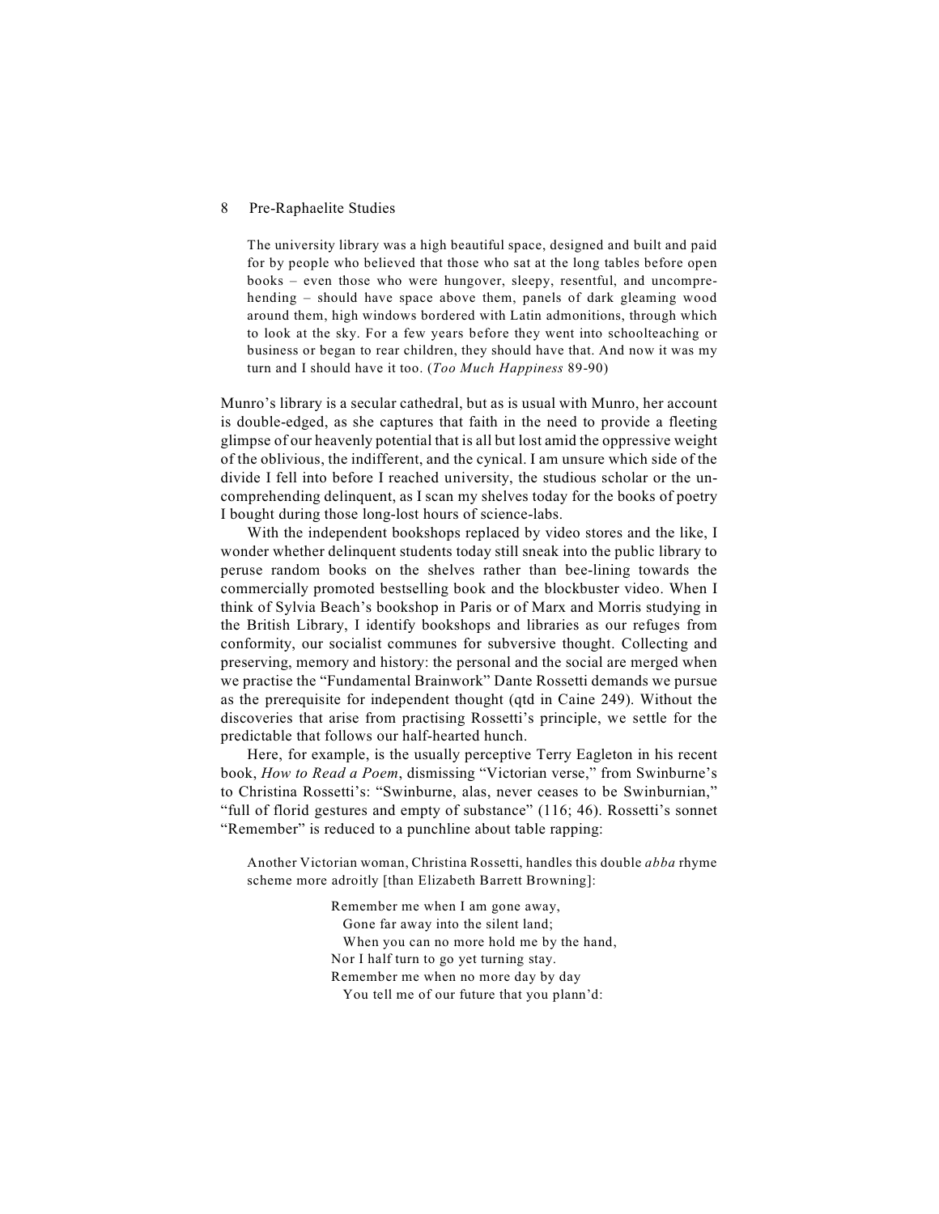> The university library was a high beautiful space, designed and built and paid for by people who believed that those who sat at the long tables before open books – even those who were hungover, sleepy, resentful, and uncomprehending – should have space above them, panels of dark gleaming wood around them, high windows bordered with Latin admonitions, through which to look at the sky. For a few years before they went into schoolteaching or business or began to rear children, they should have that. And now it was my turn and I should have it too. (*Too Much Happiness* 89-90)

Munro's library is a secular cathedral, but as is usual with Munro, her account is double-edged, as she captures that faith in the need to provide a fleeting glimpse of our heavenly potential that is all but lost amid the oppressive weight of the oblivious, the indifferent, and the cynical. I am unsure which side of the divide I fell into before I reached university, the studious scholar or the uncomprehending delinquent, as I scan my shelves today for the books of poetry I bought during those long-lost hours of science-labs.

With the independent bookshops replaced by video stores and the like, I wonder whether delinquent students today still sneak into the public library to peruse random books on the shelves rather than bee-lining towards the commercially promoted bestselling book and the blockbuster video. When I think of Sylvia Beach's bookshop in Paris or of Marx and Morris studying in the British Library, I identify bookshops and libraries as our refuges from conformity, our socialist communes for subversive thought. Collecting and preserving, memory and history: the personal and the social are merged when we practise the "Fundamental Brainwork" Dante Rossetti demands we pursue as the prerequisite for independent thought (qtd in Caine 249). Without the discoveries that arise from practising Rossetti's principle, we settle for the predictable that follows our half-hearted hunch.

Here, for example, is the usually perceptive Terry Eagleton in his recent book, *How to Read a Poem*, dismissing "Victorian verse," from Swinburne's to Christina Rossetti's: "Swinburne, alas, never ceases to be Swinburnian," "full of florid gestures and empty of substance" (116; 46). Rossetti's sonnet "Remember" is reduced to a punchline about table rapping:

> Another Victorian woman, Christina Rossetti, handles this double *abba* rhyme scheme more adroitly [than Elizabeth Barrett Browning]:
>
> Remember me when I am gone away,
> Gone far away into the silent land;
> When you can no more hold me by the hand,
> Nor I half turn to go yet turning stay.
> Remember me when no more day by day
> You tell me of our future that you plann'd: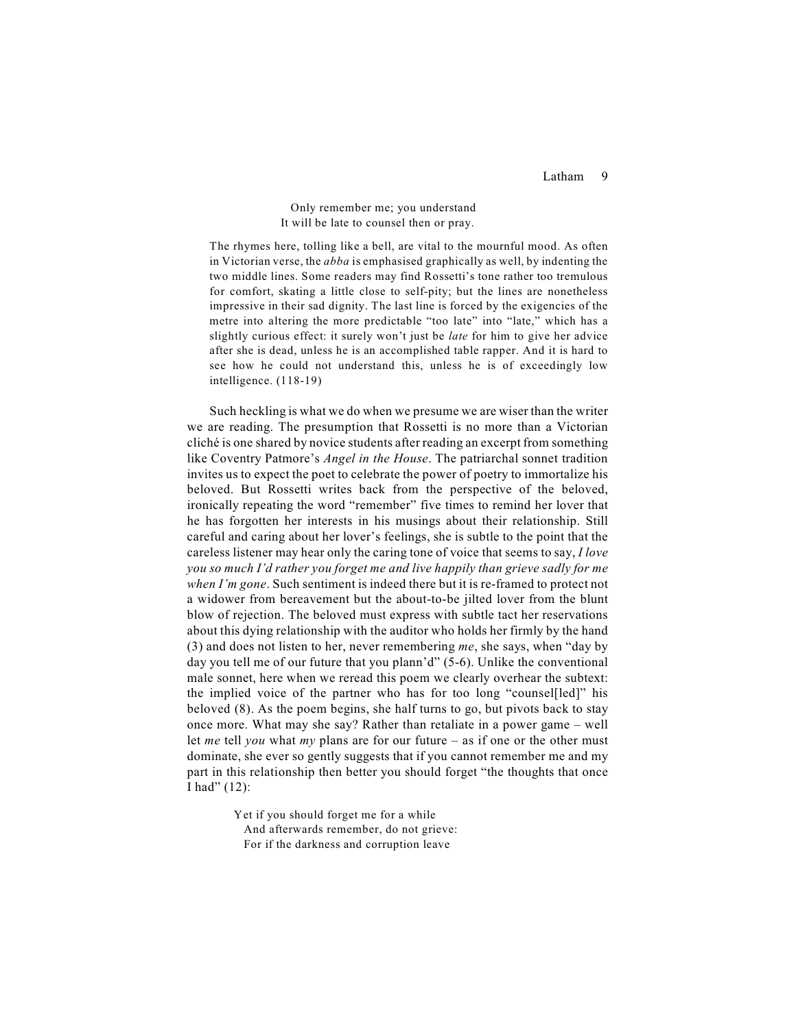> Only remember me; you understand
> It will be late to counsel then or pray.

> The rhymes here, tolling like a bell, are vital to the mournful mood. As often in Victorian verse, the *abba* is emphasised graphically as well, by indenting the two middle lines. Some readers may find Rossetti's tone rather too tremulous for comfort, skating a little close to self-pity; but the lines are nonetheless impressive in their sad dignity. The last line is forced by the exigencies of the metre into altering the more predictable "too late" into "late," which has a slightly curious effect: it surely won't just be *late* for him to give her advice after she is dead, unless he is an accomplished table rapper. And it is hard to see how he could not understand this, unless he is of exceedingly low intelligence. (118-19)

Such heckling is what we do when we presume we are wiser than the writer we are reading. The presumption that Rossetti is no more than a Victorian cliché is one shared by novice students after reading an excerpt from something like Coventry Patmore's *Angel in the House*. The patriarchal sonnet tradition invites us to expect the poet to celebrate the power of poetry to immortalize his beloved. But Rossetti writes back from the perspective of the beloved, ironically repeating the word "remember" five times to remind her lover that he has forgotten her interests in his musings about their relationship. Still careful and caring about her lover's feelings, she is subtle to the point that the careless listener may hear only the caring tone of voice that seems to say, *I love you so much I'd rather you forget me and live happily than grieve sadly for me when I'm gone*. Such sentiment is indeed there but it is re-framed to protect not a widower from bereavement but the about-to-be jilted lover from the blunt blow of rejection. The beloved must express with subtle tact her reservations about this dying relationship with the auditor who holds her firmly by the hand (3) and does not listen to her, never remembering *me*, she says, when "day by day you tell me of our future that you plann'd" (5-6). Unlike the conventional male sonnet, here when we reread this poem we clearly overhear the subtext: the implied voice of the partner who has for too long "counsel[led]" his beloved (8). As the poem begins, she half turns to go, but pivots back to stay once more. What may she say? Rather than retaliate in a power game – well let *me* tell *you* what *my* plans are for our future – as if one or the other must dominate, she ever so gently suggests that if you cannot remember me and my part in this relationship then better you should forget "the thoughts that once I had" (12):

> Yet if you should forget me for a while
> And afterwards remember, do not grieve:
> For if the darkness and corruption leave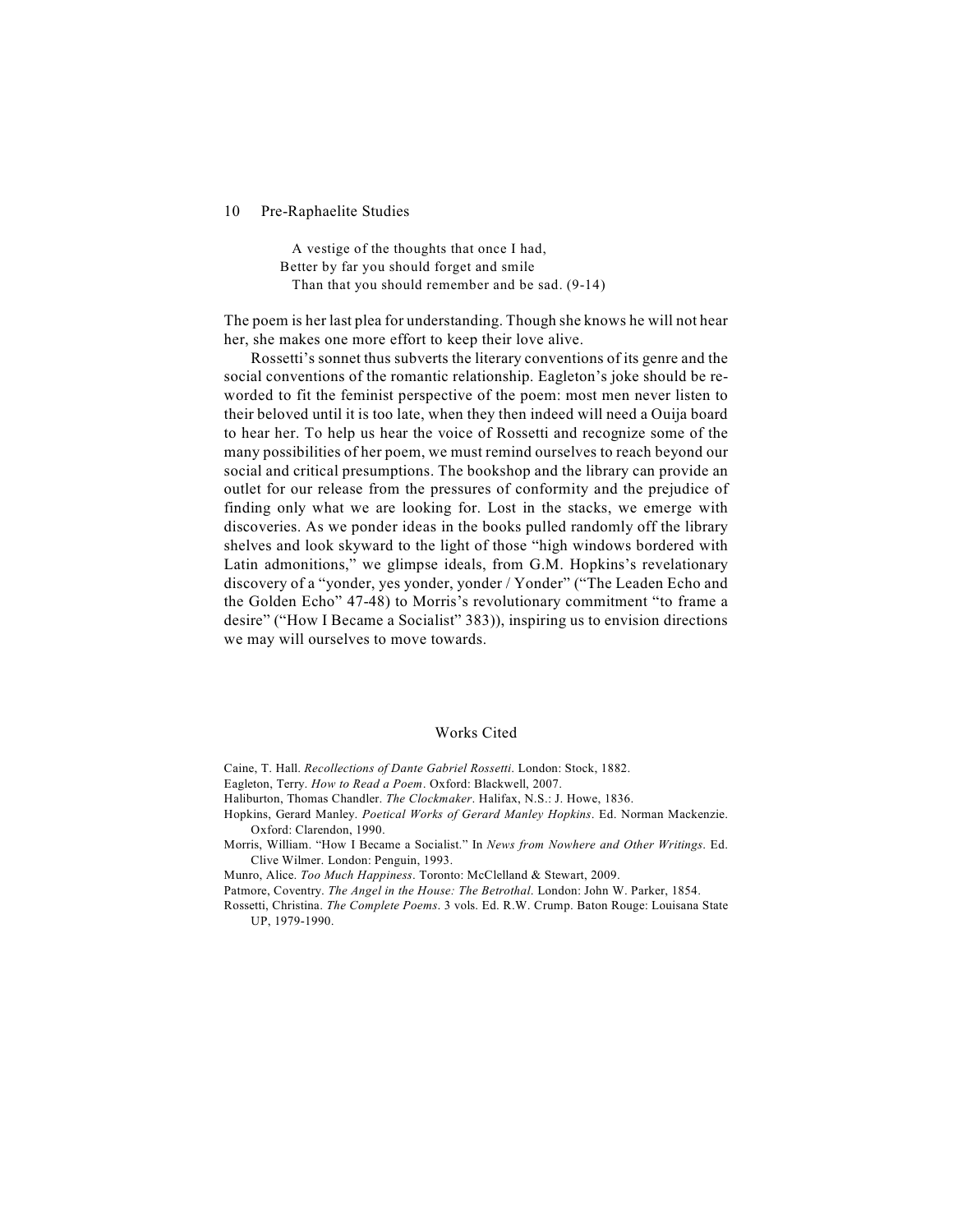A vestige of the thoughts that once I had,  
Better by far you should forget and smile  
Than that you should remember and be sad. (9-14)

The poem is her last plea for understanding. Though she knows he will not hear her, she makes one more effort to keep their love alive.

Rossetti's sonnet thus subverts the literary conventions of its genre and the social conventions of the romantic relationship. Eagleton's joke should be reworded to fit the feminist perspective of the poem: most men never listen to their beloved until it is too late, when they then indeed will need a Ouija board to hear her. To help us hear the voice of Rossetti and recognize some of the many possibilities of her poem, we must remind ourselves to reach beyond our social and critical presumptions. The bookshop and the library can provide an outlet for our release from the pressures of conformity and the prejudice of finding only what we are looking for. Lost in the stacks, we emerge with discoveries. As we ponder ideas in the books pulled randomly off the library shelves and look skyward to the light of those "high windows bordered with Latin admonitions," we glimpse ideals, from G.M. Hopkins's revelationary discovery of a "yonder, yes yonder, yonder / Yonder" ("The Leaden Echo and the Golden Echo" 47-48) to Morris's revolutionary commitment "to frame a desire" ("How I Became a Socialist" 383)), inspiring us to envision directions we may will ourselves to move towards.

## Works Cited

Caine, T. Hall. *Recollections of Dante Gabriel Rossetti*. London: Stock, 1882.

Eagleton, Terry. *How to Read a Poem*. Oxford: Blackwell, 2007.

Haliburton, Thomas Chandler. *The Clockmaker*. Halifax, N.S.: J. Howe, 1836.

Hopkins, Gerard Manley. *Poetical Works of Gerard Manley Hopkins*. Ed. Norman Mackenzie. Oxford: Clarendon, 1990.

Morris, William. "How I Became a Socialist." In *News from Nowhere and Other Writings*. Ed. Clive Wilmer. London: Penguin, 1993.

Munro, Alice. *Too Much Happiness*. Toronto: McClelland & Stewart, 2009.

Patmore, Coventry. *The Angel in the House: The Betrothal*. London: John W. Parker, 1854.

Rossetti, Christina. *The Complete Poems*. 3 vols. Ed. R.W. Crump. Baton Rouge: Louisana State UP, 1979-1990.